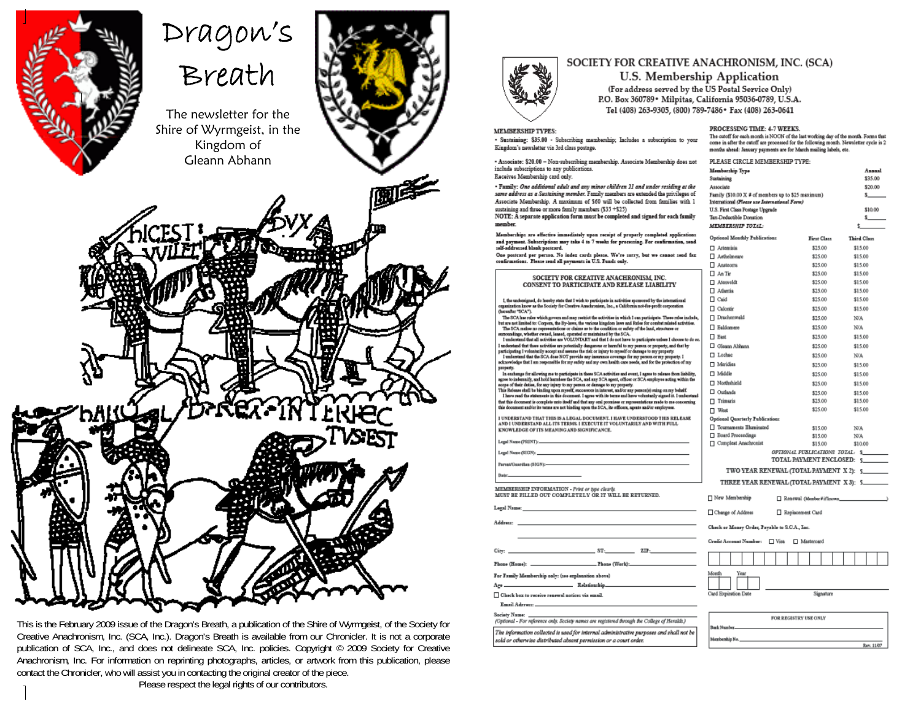# Dragon's Breath

The newsletter for the Shire of Wyrmgeist, in the Kingdom of Gleann Abhann

This is the February 2009 issue of the Dragon's Breath, a publication of the Shire of Wyrmgeist, of the Society for Creative Anachronism, Inc. (SCA, Inc.). Dragon's Breath is available from our Chronicler. It is not a corporate publication of SCA, Inc., and does not delineate SCA, Inc. policies. Copyright © 2009 Society for Creative Anachronism, Inc. For information on reprinting photographs, articles, or artwork from this publication, please contact the Chronicler, who will assist you in contacting the original creator of the piece.

Please respect the legal rights of our contributors.

---

# SOCIETY FOR CREATIVE ANACHRONISM, INC. (SCA)

## U.S. Membership Application

(For address served by the US Postal Service Only)
P.O. Box 360789 • Milpitas, California 95036-0789, U.S.A.
Tel (408) 263-9305, (800) 789-7486 • Fax (408) 263-0641

**MEMBERSHIP TYPES:**

• **Sustaining: $35.00** - Subscribing membership; Includes a subscription to your Kingdom's newsletter via 3rd class postage.

• **Associate: $20.00** – Non-subscribing membership. Associate Membership does not include subscriptions to any publications. Receives Membership card only.

• **Family:** *One additional adult and any minor children 21 and under residing at the same address as a Sustaining member.* Family members are extended the privileges of Associate Membership. A maximum of $60 will be collected from families with 1 sustaining and three or more family members ($35 +$25)

**NOTE: A separate application form must be completed and signed for each family member.**

**Memberships are effective immediately upon receipt of properly completed applications and payment. Subscriptions may take 4 to 7 weeks for processing. For confirmation, send self-addressed blank postcard.**

**One postcard per person. No index cards please. We're sorry, but we cannot send fax confirmations. Please send all payments in U.S. Funds only.**

### SOCIETY FOR CREATIVE ANACHRONISM, INC. CONSENT TO PARTICIPATE AND RELEASE LIABILITY

I, the undersigned, do hereby state that I wish to participate in activities sponsored by the international organization know as the Society for Creative Anachronism, Inc., a California not-for-profit corporation (hereafter "SCA").

The SCA has rules which govern and may restrict the activities in which I can participate. These rules include, but are not limited to: Corpora, the By-laws, the various kingdom laws and Rules for combat related activities.

The SCA makes no representations or claims as to the condition or safety of the land, structures or surroundings, whether owned, leased, operated or maintained by the SCA.

I understand that all activities are VOLUNTARY and that I do not have to participate unless I choose to do so. I understand that these activities are potentially dangerous or harmful to my person or property, and that by participating I voluntarily accept and assume the risk or injury to myself or damage to my property.

I understand that the SCA does NOT provide any insurance coverage for my person or my property. I acknowledge that I am responsible for my safety and my own health care needs, and for the protection of my property.

In exchange for allowing me to participate in these SCA activities and event, I agree to release from liability, agree to indemnify, and hold harmless the SCA, and any SCA agent, officer or SCA employee acting within the scope of their duties, for any injury to my person or damage to my property.

This Release shall be binding upon myself, successors in interest, and/or any person(s) suing on my behalf.

I have read the statements in this document. I agree with its terms and have voluntarily signed it. I understand that this document is complete unto itself and that any oral promises or representations made to me concerning this document and/or its terms are not binding upon the SCA, its officers, agents and/or employees.

I UNDERSTAND THAT THIS IS A LEGAL DOCUMENT. I HAVE UNDERSTOOD THIS RELEASE AND I UNDERSTAND ALL ITS TERMS. I EXECUTE IT VOLUNTARILY AND WITH FULL KNOWLEDGE OF ITS MEANING AND SIGNIFICANCE.

Legal Name (PRINT): ______________________

Legal Name (SIGN): ______________________

Parent/Guardian (SIGN): ______________________

Date: ____________

**MEMBERSHIP INFORMATION** - *Print or type clearly.*
**MUST BE FILLED OUT COMPLETELY OR IT WILL BE RETURNED.**

Legal Name: ______________________

Address: ______________________

City: ____________ ST: ______ ZIP: ______

Phone (Home): ____________ Phone (Work): ____________

For Family Membership only: (see explanation above)

Age ______ Relationship ______

☐ Check box to receive renewal notices via email.

Email Address: ______________________

Society Name: ______________________
*(Optional - For reference only. Society names are registered through the College of Heralds.)*

*The information collected is used for internal administrative purposes and shall not be sold or otherwise distributed absent permission or a court order.*

**PROCESSING TIME: 4-7 WEEKS.**
The cutoff for each month is NOON of the last working day of the month. Forms that come in after the cutoff are processed for the following month. Newsletter cycle is 2 months ahead: January payments are for March mailing labels, etc.

PLEASE CIRCLE MEMBERSHIP TYPE:

| Membership Type | Annual |
| --- | --- |
| Sustaining | $35.00 |
| Associate | $20.00 |
| Family ($10.00 X # of members up to $25 maximum) | $_____ |
| International *(Please use International Form)* | |
| U.S. First Class Postage Upgrade | $10.00 |
| Tax-Deductible Donation | $_____ |
| *MEMBERSHIP TOTAL:* | $_____ |

| Optional Monthly Publications | First Class | Third Class |
| --- | --- | --- |
| ☐ Artemisia | $25.00 | $15.00 |
| ☐ Aethelmearc | $25.00 | $15.00 |
| ☐ Ansteorra | $25.00 | $15.00 |
| ☐ An Tir | $25.00 | $15.00 |
| ☐ Atenveldt | $25.00 | $15.00 |
| ☐ Atlantia | $25.00 | $15.00 |
| ☐ Caid | $25.00 | $15.00 |
| ☐ Calontir | $25.00 | $15.00 |
| ☐ Drachenwald | $25.00 | N/A |
| ☐ Ealdomere | $25.00 | N/A |
| ☐ East | $25.00 | $15.00 |
| ☐ Gleann Abhann | $25.00 | $15.00 |
| ☐ Lochac | $25.00 | N/A |
| ☐ Meridies | $25.00 | $15.00 |
| ☐ Middle | $25.00 | $15.00 |
| ☐ Northshield | $25.00 | $15.00 |
| ☐ Outlands | $25.00 | $15.00 |
| ☐ Trimaris | $25.00 | $15.00 |
| ☐ West | $25.00 | $15.00 |
| **Optional Quarterly Publications** | | |
| ☐ Tournaments Illuminated | $15.00 | N/A |
| ☐ Board Proceedings | $15.00 | N/A |
| ☐ Compleat Anachronist | $15.00 | $10.00 |

*OPTIONAL PUBLICATIONS TOTAL:* $_____
TOTAL PAYMENT ENCLOSED: $_____
TWO YEAR RENEWAL (TOTAL PAYMENT X 2): $_____
THREE YEAR RENEWAL (TOTAL PAYMENT X 3): $_____

☐ New Membership ☐ Renewal (Member # if known ______)

☐ Change of Address ☐ Replacement Card

**Check or Money Order, Payable to S.C.A., Inc.**

**Credit Account Number:** ☐ Visa ☐ Mastercard

Month Year

Card Expiration Date Signature

FOR REGISTRY USE ONLY

Bank Number ______

Membership No. ______

Rev. 11/07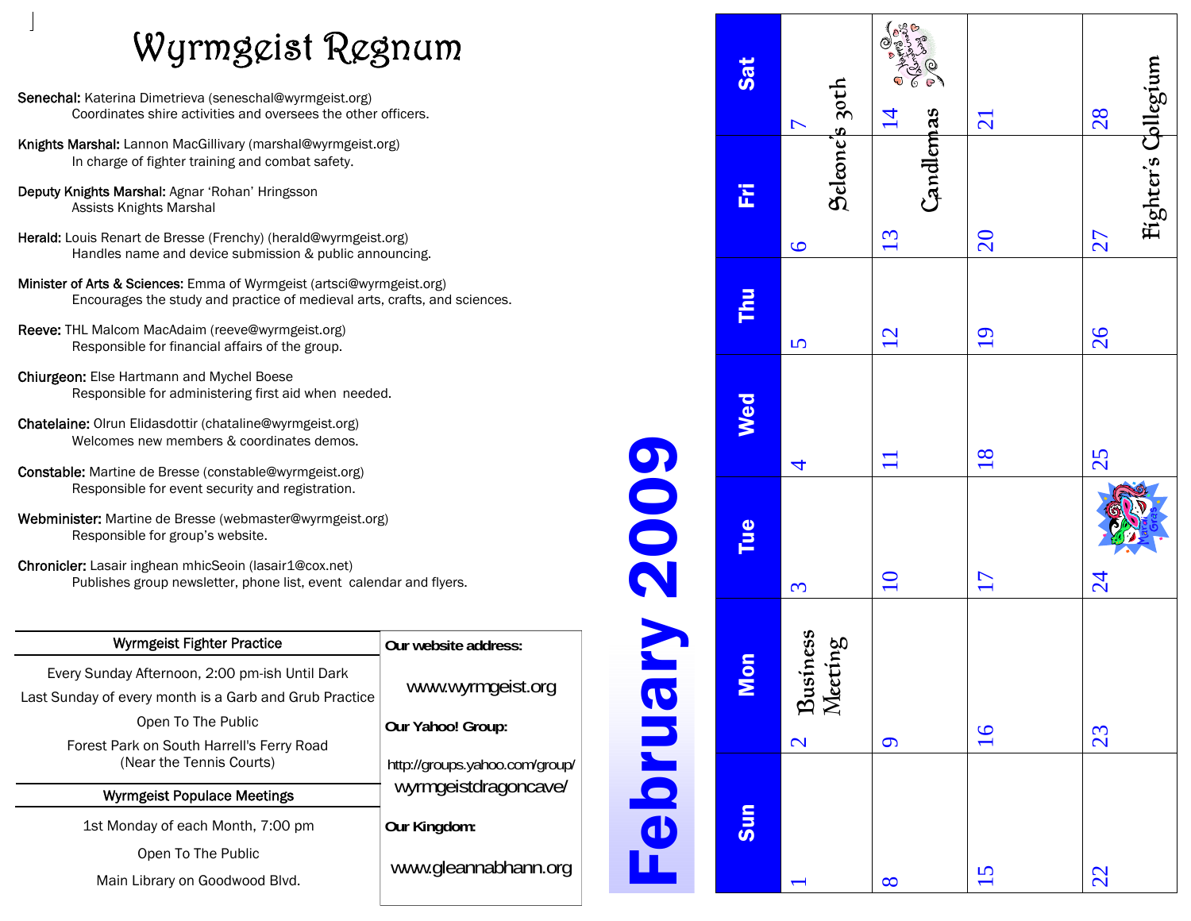# Wyrmgeist Regnum

**Senechal:** Katerina Dimetrieva (seneschal@wyrmgeist.org)
Coordinates shire activities and oversees the other officers.

**Knights Marshal:** Lannon MacGillivary (marshal@wyrmgeist.org)
In charge of fighter training and combat safety.

**Deputy Knights Marshal:** Agnar 'Rohan' Hringsson
Assists Knights Marshal

**Herald:** Louis Renart de Bresse (Frenchy) (herald@wyrmgeist.org)
Handles name and device submission & public announcing.

**Minister of Arts & Sciences:** Emma of Wyrmgeist (artsci@wyrmgeist.org)
Encourages the study and practice of medieval arts, crafts, and sciences.

**Reeve:** THL Malcom MacAdaim (reeve@wyrmgeist.org)
Responsible for financial affairs of the group.

**Chiurgeon:** Else Hartmann and Mychel Boese
Responsible for administering first aid when needed.

**Chatelaine:** Olrun Elidasdottir (chataline@wyrmgeist.org)
Welcomes new members & coordinates demos.

**Constable:** Martine de Bresse (constable@wyrmgeist.org)
Responsible for event security and registration.

**Webminister:** Martine de Bresse (webmaster@wyrmgeist.org)
Responsible for group's website.

**Chronicler:** Lasair inghean mhicSeoin (lasair1@cox.net)
Publishes group newsletter, phone list, event calendar and flyers.

## Wyrmgeist Fighter Practice

Every Sunday Afternoon, 2:00 pm-ish Until Dark

Last Sunday of every month is a Garb and Grub Practice

Open To The Public

Forest Park on South Harrell's Ferry Road
(Near the Tennis Courts)

## Wyrmgeist Populace Meetings

1st Monday of each Month, 7:00 pm

Open To The Public

Main Library on Goodwood Blvd.

**Our website address:**

www.wyrmgeist.org

**Our Yahoo! Group:**

http://groups.yahoo.com/group/wyrmgeistdragoncave/

**Our Kingdom:**

www.gleannabhann.org

# February 2009

| Sun | Mon | Tue | Wed | Thu | Fri | Sat |
|---|---|---|---|---|---|---|
| 1 | 2 Business Meeting | 3 | 4 | 5 | 6 Seleone's 30th | 7 Seleone's 30th |
| 8 | 9 | 10 | 11 | 12 | 13 Candlemas | 14 Candlemas (Happy Valentine's Day) |
| 15 | 16 | 17 | 18 | 19 | 20 | 21 |
| 22 | 23 | 24 Mardi Gras | 25 | 26 | 27 Fighter's Collegium | 28 Fighter's Collegium |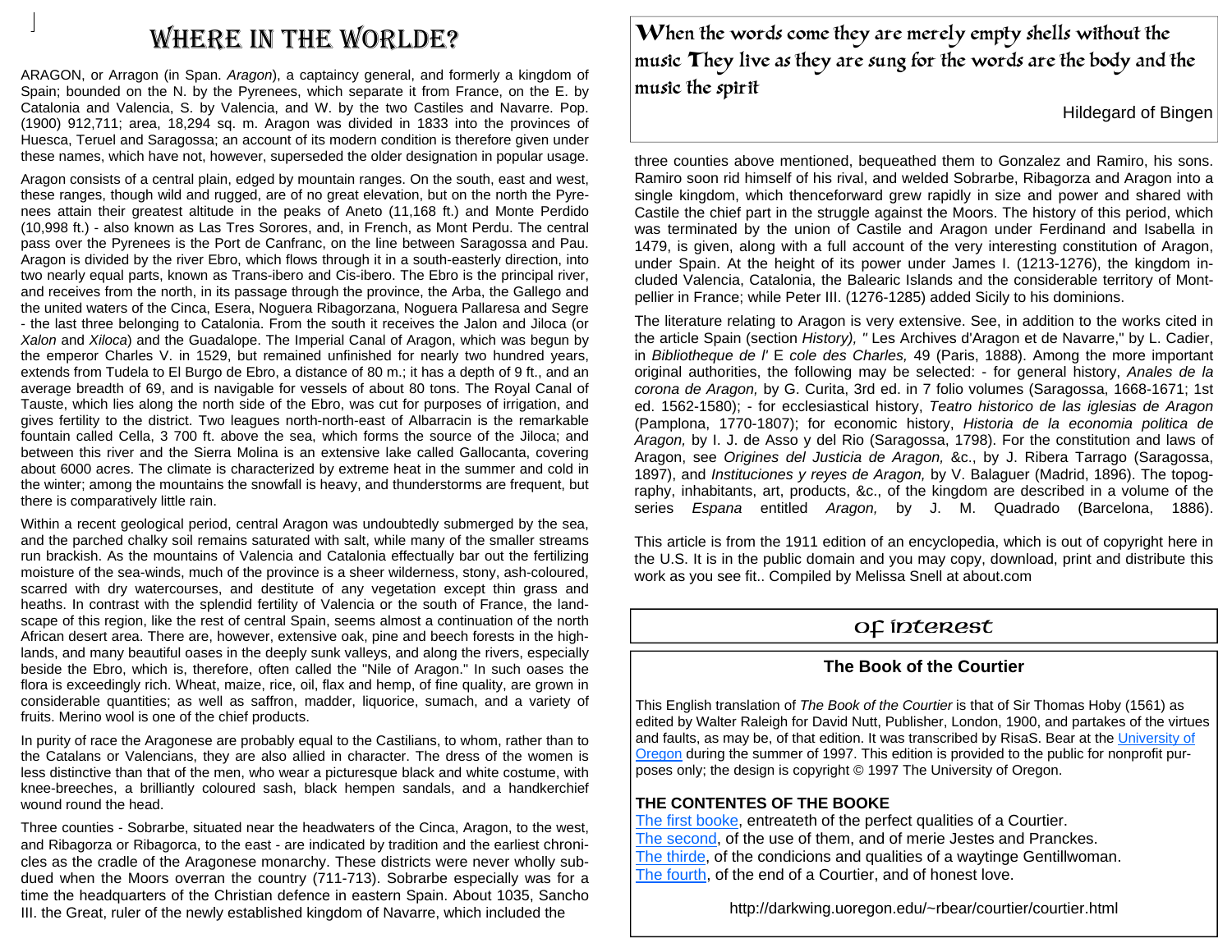# WHERE IN THE WORLDE?

ARAGON, or Arragon (in Span. *Aragon*), a captaincy general, and formerly a kingdom of Spain; bounded on the N. by the Pyrenees, which separate it from France, on the E. by Catalonia and Valencia, S. by Valencia, and W. by the two Castiles and Navarre. Pop. (1900) 912,711; area, 18,294 sq. m. Aragon was divided in 1833 into the provinces of Huesca, Teruel and Saragossa; an account of its modern condition is therefore given under these names, which have not, however, superseded the older designation in popular usage.

Aragon consists of a central plain, edged by mountain ranges. On the south, east and west, these ranges, though wild and rugged, are of no great elevation, but on the north the Pyrenees attain their greatest altitude in the peaks of Aneto (11,168 ft.) and Monte Perdido (10,998 ft.) - also known as Las Tres Sorores, and, in French, as Mont Perdu. The central pass over the Pyrenees is the Port de Canfranc, on the line between Saragossa and Pau. Aragon is divided by the river Ebro, which flows through it in a south-easterly direction, into two nearly equal parts, known as Trans-ibero and Cis-ibero. The Ebro is the principal river, and receives from the north, in its passage through the province, the Arba, the Gallego and the united waters of the Cinca, Esera, Noguera Ribagorzana, Noguera Pallaresa and Segre - the last three belonging to Catalonia. From the south it receives the Jalon and Jiloca (or *Xalon* and *Xiloca*) and the Guadalope. The Imperial Canal of Aragon, which was begun by the emperor Charles V. in 1529, but remained unfinished for nearly two hundred years, extends from Tudela to El Burgo de Ebro, a distance of 80 m.; it has a depth of 9 ft., and an average breadth of 69, and is navigable for vessels of about 80 tons. The Royal Canal of Tauste, which lies along the north side of the Ebro, was cut for purposes of irrigation, and gives fertility to the district. Two leagues north-north-east of Albarracin is the remarkable fountain called Cella, 3 700 ft. above the sea, which forms the source of the Jiloca; and between this river and the Sierra Molina is an extensive lake called Gallocanta, covering about 6000 acres. The climate is characterized by extreme heat in the summer and cold in the winter; among the mountains the snowfall is heavy, and thunderstorms are frequent, but there is comparatively little rain.

Within a recent geological period, central Aragon was undoubtedly submerged by the sea, and the parched chalky soil remains saturated with salt, while many of the smaller streams run brackish. As the mountains of Valencia and Catalonia effectually bar out the fertilizing moisture of the sea-winds, much of the province is a sheer wilderness, stony, ash-coloured, scarred with dry watercourses, and destitute of any vegetation except thin grass and heaths. In contrast with the splendid fertility of Valencia or the south of France, the landscape of this region, like the rest of central Spain, seems almost a continuation of the north African desert area. There are, however, extensive oak, pine and beech forests in the highlands, and many beautiful oases in the deeply sunk valleys, and along the rivers, especially beside the Ebro, which is, therefore, often called the "Nile of Aragon." In such oases the flora is exceedingly rich. Wheat, maize, rice, oil, flax and hemp, of fine quality, are grown in considerable quantities; as well as saffron, madder, liquorice, sumach, and a variety of fruits. Merino wool is one of the chief products.

In purity of race the Aragonese are probably equal to the Castilians, to whom, rather than to the Catalans or Valencians, they are also allied in character. The dress of the women is less distinctive than that of the men, who wear a picturesque black and white costume, with knee-breeches, a brilliantly coloured sash, black hempen sandals, and a handkerchief wound round the head.

Three counties - Sobrarbe, situated near the headwaters of the Cinca, Aragon, to the west, and Ribagorza or Ribagorca, to the east - are indicated by tradition and the earliest chronicles as the cradle of the Aragonese monarchy. These districts were never wholly subdued when the Moors overran the country (711-713). Sobrarbe especially was for a time the headquarters of the Christian defence in eastern Spain. About 1035, Sancho III. the Great, ruler of the newly established kingdom of Navarre, which included the three counties above mentioned, bequeathed them to Gonzalez and Ramiro, his sons. Ramiro soon rid himself of his rival, and welded Sobrarbe, Ribagorza and Aragon into a single kingdom, which thenceforward grew rapidly in size and power and shared with Castile the chief part in the struggle against the Moors. The history of this period, which was terminated by the union of Castile and Aragon under Ferdinand and Isabella in 1479, is given, along with a full account of the very interesting constitution of Aragon, under Spain. At the height of its power under James I. (1213-1276), the kingdom included Valencia, Catalonia, the Balearic Islands and the considerable territory of Montpellier in France; while Peter III. (1276-1285) added Sicily to his dominions.

The literature relating to Aragon is very extensive. See, in addition to the works cited in the article Spain (section *History), "* Les Archives d'Aragon et de Navarre," by L. Cadier, in *Bibliotheque de l'* E *cole des Charles,* 49 (Paris, 1888). Among the more important original authorities, the following may be selected: - for general history, *Anales de la corona de Aragon,* by G. Curita, 3rd ed. in 7 folio volumes (Saragossa, 1668-1671; 1st ed. 1562-1580); - for ecclesiastical history, *Teatro historico de las iglesias de Aragon* (Pamplona, 1770-1807); for economic history, *Historia de la economia politica de Aragon,* by I. J. de Asso y del Rio (Saragossa, 1798). For the constitution and laws of Aragon, see *Origines del Justicia de Aragon,* &c., by J. Ribera Tarrago (Saragossa, 1897), and *Instituciones y reyes de Aragon,* by V. Balaguer (Madrid, 1896). The topography, inhabitants, art, products, &c., of the kingdom are described in a volume of the series *Espana* entitled *Aragon,* by J. M. Quadrado (Barcelona, 1886).

This article is from the 1911 edition of an encyclopedia, which is out of copyright here in the U.S. It is in the public domain and you may copy, download, print and distribute this work as you see fit.. Compiled by Melissa Snell at about.com

---

When the words come they are merely empty shells without the music They live as they are sung for the words are the body and the music the spirit

Hildegard of Bingen

---

## Of Interest

### The Book of the Courtier

This English translation of *The Book of the Courtier* is that of Sir Thomas Hoby (1561) as edited by Walter Raleigh for David Nutt, Publisher, London, 1900, and partakes of the virtues and faults, as may be, of that edition. It was transcribed by RisaS. Bear at the University of Oregon during the summer of 1997. This edition is provided to the public for nonprofit purposes only; the design is copyright © 1997 The University of Oregon.

**THE CONTENTES OF THE BOOKE**

The first booke, entreateth of the perfect qualities of a Courtier.
The second, of the use of them, and of merie Jestes and Planckes.
The thirde, of the condicions and qualities of a waytinge Gentillwoman.
The fourth, of the end of a Courtier, and of honest love.

http://darkwing.uoregon.edu/~rbear/courtier/courtier.html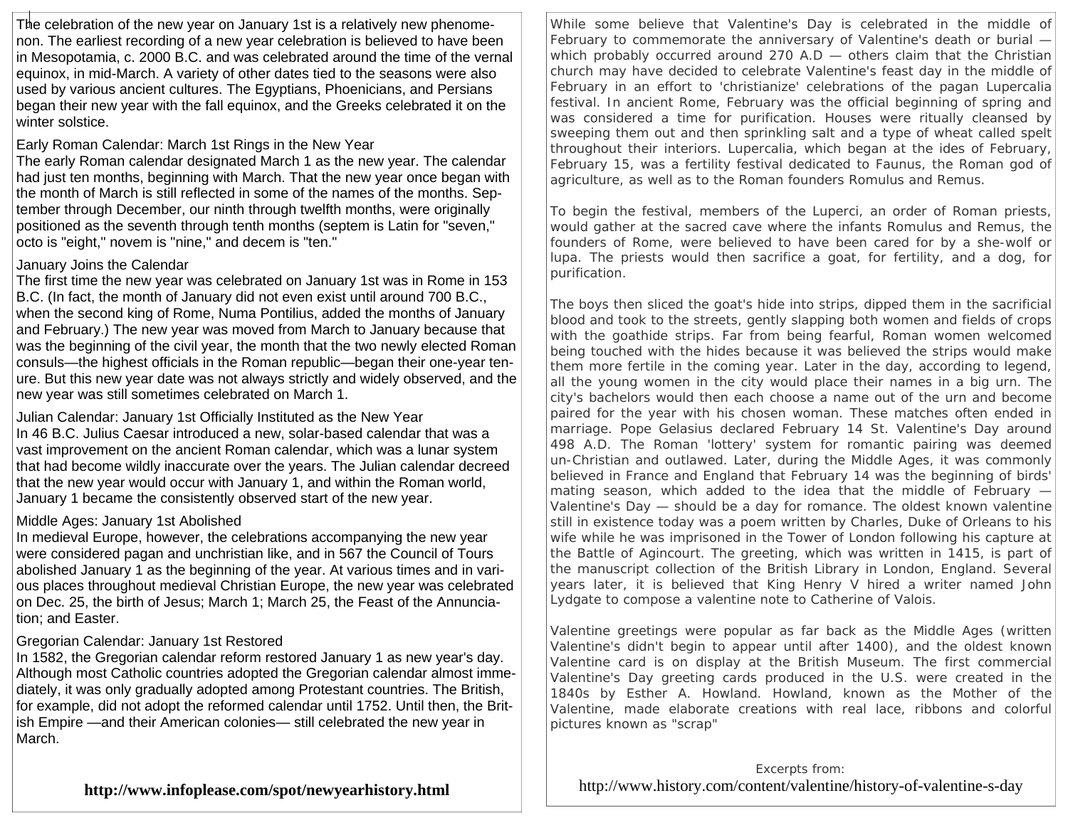The celebration of the new year on January 1st is a relatively new phenomenon. The earliest recording of a new year celebration is believed to have been in Mesopotamia, c. 2000 B.C. and was celebrated around the time of the vernal equinox, in mid-March. A variety of other dates tied to the seasons were also used by various ancient cultures. The Egyptians, Phoenicians, and Persians began their new year with the fall equinox, and the Greeks celebrated it on the winter solstice.

## Early Roman Calendar: March 1st Rings in the New Year

The early Roman calendar designated March 1 as the new year. The calendar had just ten months, beginning with March. That the new year once began with the month of March is still reflected in some of the names of the months. September through December, our ninth through twelfth months, were originally positioned as the seventh through tenth months (septem is Latin for "seven," octo is "eight," novem is "nine," and decem is "ten."

## January Joins the Calendar

The first time the new year was celebrated on January 1st was in Rome in 153 B.C. (In fact, the month of January did not even exist until around 700 B.C., when the second king of Rome, Numa Pontilius, added the months of January and February.) The new year was moved from March to January because that was the beginning of the civil year, the month that the two newly elected Roman consuls—the highest officials in the Roman republic—began their one-year tenure. But this new year date was not always strictly and widely observed, and the new year was still sometimes celebrated on March 1.

## Julian Calendar: January 1st Officially Instituted as the New Year

In 46 B.C. Julius Caesar introduced a new, solar-based calendar that was a vast improvement on the ancient Roman calendar, which was a lunar system that had become wildly inaccurate over the years. The Julian calendar decreed that the new year would occur with January 1, and within the Roman world, January 1 became the consistently observed start of the new year.

## Middle Ages: January 1st Abolished

In medieval Europe, however, the celebrations accompanying the new year were considered pagan and unchristian like, and in 567 the Council of Tours abolished January 1 as the beginning of the year. At various times and in various places throughout medieval Christian Europe, the new year was celebrated on Dec. 25, the birth of Jesus; March 1; March 25, the Feast of the Annunciation; and Easter.

## Gregorian Calendar: January 1st Restored

In 1582, the Gregorian calendar reform restored January 1 as new year's day. Although most Catholic countries adopted the Gregorian calendar almost immediately, it was only gradually adopted among Protestant countries. The British, for example, did not adopt the reformed calendar until 1752. Until then, the British Empire —and their American colonies— still celebrated the new year in March.

**http://www.infoplease.com/spot/newyearhistory.html**

While some believe that Valentine's Day is celebrated in the middle of February to commemorate the anniversary of Valentine's death or burial — which probably occurred around 270 A.D — others claim that the Christian church may have decided to celebrate Valentine's feast day in the middle of February in an effort to 'christianize' celebrations of the pagan Lupercalia festival. In ancient Rome, February was the official beginning of spring and was considered a time for purification. Houses were ritually cleansed by sweeping them out and then sprinkling salt and a type of wheat called spelt throughout their interiors. Lupercalia, which began at the ides of February, February 15, was a fertility festival dedicated to Faunus, the Roman god of agriculture, as well as to the Roman founders Romulus and Remus.

To begin the festival, members of the Luperci, an order of Roman priests, would gather at the sacred cave where the infants Romulus and Remus, the founders of Rome, were believed to have been cared for by a she-wolf or lupa. The priests would then sacrifice a goat, for fertility, and a dog, for purification.

The boys then sliced the goat's hide into strips, dipped them in the sacrificial blood and took to the streets, gently slapping both women and fields of crops with the goathide strips. Far from being fearful, Roman women welcomed being touched with the hides because it was believed the strips would make them more fertile in the coming year. Later in the day, according to legend, all the young women in the city would place their names in a big urn. The city's bachelors would then each choose a name out of the urn and become paired for the year with his chosen woman. These matches often ended in marriage. Pope Gelasius declared February 14 St. Valentine's Day around 498 A.D. The Roman 'lottery' system for romantic pairing was deemed un-Christian and outlawed. Later, during the Middle Ages, it was commonly believed in France and England that February 14 was the beginning of birds' mating season, which added to the idea that the middle of February — Valentine's Day — should be a day for romance. The oldest known valentine still in existence today was a poem written by Charles, Duke of Orleans to his wife while he was imprisoned in the Tower of London following his capture at the Battle of Agincourt. The greeting, which was written in 1415, is part of the manuscript collection of the British Library in London, England. Several years later, it is believed that King Henry V hired a writer named John Lydgate to compose a valentine note to Catherine of Valois.

Valentine greetings were popular as far back as the Middle Ages (written Valentine's didn't begin to appear until after 1400), and the oldest known Valentine card is on display at the British Museum. The first commercial Valentine's Day greeting cards produced in the U.S. were created in the 1840s by Esther A. Howland. Howland, known as the Mother of the Valentine, made elaborate creations with real lace, ribbons and colorful pictures known as "scrap"

Excerpts from:
http://www.history.com/content/valentine/history-of-valentine-s-day